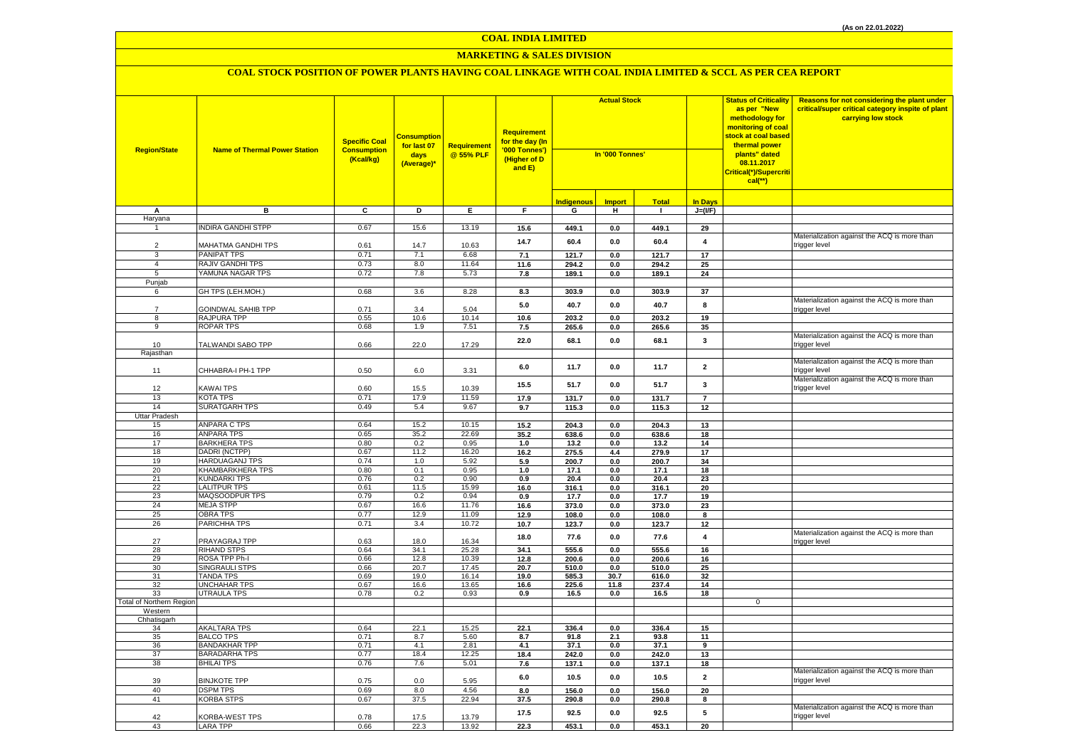(As on 22.01.2022)

# COAL INDIA LIMITED

## MARKETING & SALES DIVISION

### COAL STOCK POSITION OF POWER PLANTS HAVING COAL LINKAGE WITH COAL INDIA LIMITED & SCCL AS PER CEA REPORT

| Region/State | Name of Thermal Power Station | Specific Coal Consumption (Kcal/kg) | Consumption for last 07 days (Average)* | Requirement @ 55% PLF | Requirement for the day (In '000 Tonnes') (Higher of D and E) | Actual Stock In '000 Tonnes' | | | | Status of Criticality as per "New methodology for monitoring of coal stock at coal based thermal power plants" dated 08.11.2017 Critical(*)/Supercritical(**) | Reasons for not considering the plant under critical/super critical category inspite of plant carrying low stock |
|---|---|---|---|---|---|---|---|---|---|---|---|
| | | | | | | Indigenous | Import | Total | In Days | | |
| A | B | C | D | E | F | G | H | I | J=(I/F) | | |
| Haryana | | | | | | | | | | | |
| 1 | INDIRA GANDHI STPP | 0.67 | 15.6 | 13.19 | 15.6 | 449.1 | 0.0 | 449.1 | 29 | | |
| 2 | MAHATMA GANDHI TPS | 0.61 | 14.7 | 10.63 | 14.7 | 60.4 | 0.0 | 60.4 | 4 | | Materialization against the ACQ is more than trigger level |
| 3 | PANIPAT TPS | 0.71 | 7.1 | 6.68 | 7.1 | 121.7 | 0.0 | 121.7 | 17 | | |
| 4 | RAJIV GANDHI TPS | 0.73 | 8.0 | 11.64 | 11.6 | 294.2 | 0.0 | 294.2 | 25 | | |
| 5 | YAMUNA NAGAR TPS | 0.72 | 7.8 | 5.73 | 7.8 | 189.1 | 0.0 | 189.1 | 24 | | |
| Punjab | | | | | | | | | | | |
| 6 | GH TPS (LEH.MOH.) | 0.68 | 3.6 | 8.28 | 8.3 | 303.9 | 0.0 | 303.9 | 37 | | |
| 7 | GOINDWAL SAHIB TPP | 0.71 | 3.4 | 5.04 | 5.0 | 40.7 | 0.0 | 40.7 | 8 | | Materialization against the ACQ is more than trigger level |
| 8 | RAJPURA TPP | 0.55 | 10.6 | 10.14 | 10.6 | 203.2 | 0.0 | 203.2 | 19 | | |
| 9 | ROPAR TPS | 0.68 | 1.9 | 7.51 | 7.5 | 265.6 | 0.0 | 265.6 | 35 | | |
| 10 | TALWANDI SABO TPP | 0.66 | 22.0 | 17.29 | 22.0 | 68.1 | 0.0 | 68.1 | 3 | | Materialization against the ACQ is more than trigger level |
| Rajasthan | | | | | | | | | | | |
| 11 | CHHABRA-I PH-1 TPP | 0.50 | 6.0 | 3.31 | 6.0 | 11.7 | 0.0 | 11.7 | 2 | | Materialization against the ACQ is more than trigger level |
| 12 | KAWAI TPS | 0.60 | 15.5 | 10.39 | 15.5 | 51.7 | 0.0 | 51.7 | 3 | | Materialization against the ACQ is more than trigger level |
| 13 | KOTA TPS | 0.71 | 17.9 | 11.59 | 17.9 | 131.7 | 0.0 | 131.7 | 7 | | |
| 14 | SURATGARH TPS | 0.49 | 5.4 | 9.67 | 9.7 | 115.3 | 0.0 | 115.3 | 12 | | |
| Uttar Pradesh | | | | | | | | | | | |
| 15 | ANPARA C TPS | 0.64 | 15.2 | 10.15 | 15.2 | 204.3 | 0.0 | 204.3 | 13 | | |
| 16 | ANPARA TPS | 0.65 | 35.2 | 22.69 | 35.2 | 638.6 | 0.0 | 638.6 | 18 | | |
| 17 | BARKHERA TPS | 0.80 | 0.2 | 0.95 | 1.0 | 13.2 | 0.0 | 13.2 | 14 | | |
| 18 | DADRI (NCTPP) | 0.67 | 11.2 | 16.20 | 16.2 | 275.5 | 4.4 | 279.9 | 17 | | |
| 19 | HARDUAGANJ TPS | 0.74 | 1.0 | 5.92 | 5.9 | 200.7 | 0.0 | 200.7 | 34 | | |
| 20 | KHAMBARKHERA TPS | 0.80 | 0.1 | 0.95 | 1.0 | 17.1 | 0.0 | 17.1 | 18 | | |
| 21 | KUNDARKI TPS | 0.76 | 0.2 | 0.90 | 0.9 | 20.4 | 0.0 | 20.4 | 23 | | |
| 22 | LALITPUR TPS | 0.61 | 11.5 | 15.99 | 16.0 | 316.1 | 0.0 | 316.1 | 20 | | |
| 23 | MAQSOODPUR TPS | 0.79 | 0.2 | 0.94 | 0.9 | 17.7 | 0.0 | 17.7 | 19 | | |
| 24 | MEJA STPP | 0.67 | 16.6 | 11.76 | 16.6 | 373.0 | 0.0 | 373.0 | 23 | | |
| 25 | OBRA TPS | 0.77 | 12.9 | 11.09 | 12.9 | 108.0 | 0.0 | 108.0 | 8 | | |
| 26 | PARICHHA TPS | 0.71 | 3.4 | 10.72 | 10.7 | 123.7 | 0.0 | 123.7 | 12 | | |
| 27 | PRAYAGRAJ TPP | 0.63 | 18.0 | 16.34 | 18.0 | 77.6 | 0.0 | 77.6 | 4 | | Materialization against the ACQ is more than trigger level |
| 28 | RIHAND STPS | 0.64 | 34.1 | 25.28 | 34.1 | 555.6 | 0.0 | 555.6 | 16 | | |
| 29 | ROSA TPP Ph-I | 0.66 | 12.8 | 10.39 | 12.8 | 200.6 | 0.0 | 200.6 | 16 | | |
| 30 | SINGRAULI STPS | 0.66 | 20.7 | 17.45 | 20.7 | 510.0 | 0.0 | 510.0 | 25 | | |
| 31 | TANDA TPS | 0.69 | 19.0 | 16.14 | 19.0 | 585.3 | 30.7 | 616.0 | 32 | | |
| 32 | UNCHAHAR TPS | 0.67 | 16.6 | 13.65 | 16.6 | 225.6 | 11.8 | 237.4 | 14 | | |
| 33 | UTRAULA TPS | 0.78 | 0.2 | 0.93 | 0.9 | 16.5 | 0.0 | 16.5 | 18 | | |
| Total of Northern Region | | | | | | | | | | 0 | |
| Western | | | | | | | | | | | |
| Chhatisgarh | | | | | | | | | | | |
| 34 | AKALTARA TPS | 0.64 | 22.1 | 15.25 | 22.1 | 336.4 | 0.0 | 336.4 | 15 | | |
| 35 | BALCO TPS | 0.71 | 8.7 | 5.60 | 8.7 | 91.8 | 2.1 | 93.8 | 11 | | |
| 36 | BANDAKHAR TPP | 0.71 | 4.1 | 2.81 | 4.1 | 37.1 | 0.0 | 37.1 | 9 | | |
| 37 | BARADARHA TPS | 0.77 | 18.4 | 12.25 | 18.4 | 242.0 | 0.0 | 242.0 | 13 | | |
| 38 | BHILAI TPS | 0.76 | 7.6 | 5.01 | 7.6 | 137.1 | 0.0 | 137.1 | 18 | | |
| 39 | BINJKOTE TPP | 0.75 | 0.0 | 5.95 | 6.0 | 10.5 | 0.0 | 10.5 | 2 | | Materialization against the ACQ is more than trigger level |
| 40 | DSPM TPS | 0.69 | 8.0 | 4.56 | 8.0 | 156.0 | 0.0 | 156.0 | 20 | | |
| 41 | KORBA STPS | 0.67 | 37.5 | 22.94 | 37.5 | 290.8 | 0.0 | 290.8 | 8 | | |
| 42 | KORBA-WEST TPS | 0.78 | 17.5 | 13.79 | 17.5 | 92.5 | 0.0 | 92.5 | 5 | | Materialization against the ACQ is more than trigger level |
| 43 | LARA TPP | 0.66 | 22.3 | 13.92 | 22.3 | 453.1 | 0.0 | 453.1 | 20 | | |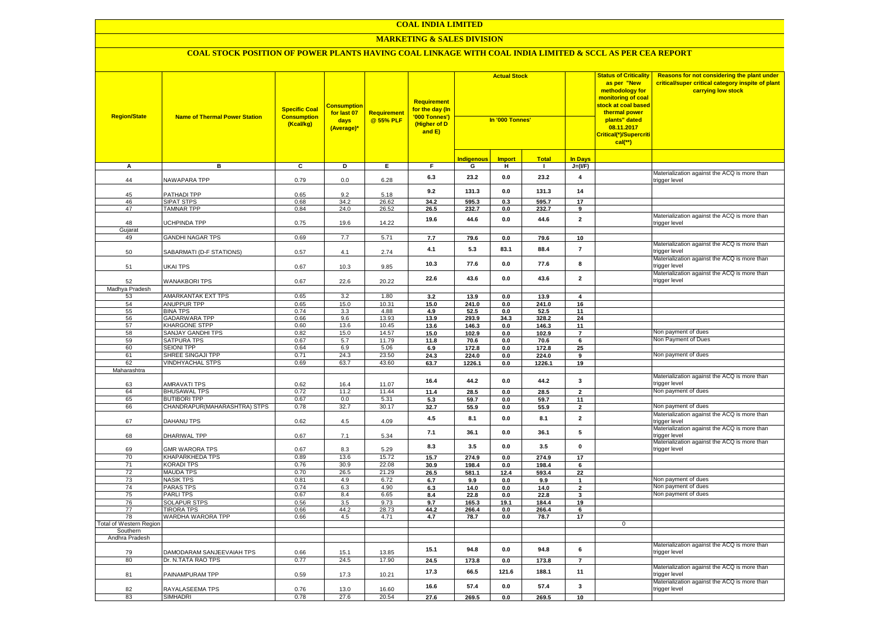# COAL INDIA LIMITED

## MARKETING & SALES DIVISION

### COAL STOCK POSITION OF POWER PLANTS HAVING COAL LINKAGE WITH COAL INDIA LIMITED & SCCL AS PER CEA REPORT

| Region/State | Name of Thermal Power Station | Specific Coal Consumption (Kcal/kg) | Consumption for last 07 days (Average)* | Requirement @ 55% PLF | Requirement for the day (In '000 Tonnes') (Higher of D and E) | Actual Stock In '000 Tonnes' | | | | Status of Criticality as per "New methodology for monitoring of coal stock at coal based thermal power plants" dated 08.11.2017 Critical(*)/Supercritical(**) | Reasons for not considering the plant under critical/super critical category inspite of plant carrying low stock |
|---|---|---|---|---|---|---|---|---|---|---|---|
| | | | | | | Indigenous | Import | Total | In Days | | |
| A | B | C | D | E | F | G | H | I | J=(I/F) | | |
| 44 | NAWAPARA TPP | 0.79 | 0.0 | 6.28 | 6.3 | 23.2 | 0.0 | 23.2 | 4 | | Materialization against the ACQ is more than trigger level |
| 45 | PATHADI TPP | 0.65 | 9.2 | 5.18 | 9.2 | 131.3 | 0.0 | 131.3 | 14 | | |
| 46 | SIPAT STPS | 0.68 | 34.2 | 26.62 | 34.2 | 595.3 | 0.3 | 595.7 | 17 | | |
| 47 | TAMNAR TPP | 0.84 | 24.0 | 26.52 | 26.5 | 232.7 | 0.0 | 232.7 | 9 | | |
| 48 | UCHPINDA TPP | 0.75 | 19.6 | 14.22 | 19.6 | 44.6 | 0.0 | 44.6 | 2 | | Materialization against the ACQ is more than trigger level |
| Gujarat | | | | | | | | | | | |
| 49 | GANDHI NAGAR TPS | 0.69 | 7.7 | 5.71 | 7.7 | 79.6 | 0.0 | 79.6 | 10 | | |
| 50 | SABARMATI (D-F STATIONS) | 0.57 | 4.1 | 2.74 | 4.1 | 5.3 | 83.1 | 88.4 | 7 | | Materialization against the ACQ is more than trigger level |
| 51 | UKAI TPS | 0.67 | 10.3 | 9.85 | 10.3 | 77.6 | 0.0 | 77.6 | 8 | | Materialization against the ACQ is more than trigger level |
| 52 | WANAKBORI TPS | 0.67 | 22.6 | 20.22 | 22.6 | 43.6 | 0.0 | 43.6 | 2 | | Materialization against the ACQ is more than trigger level |
| Madhya Pradesh | | | | | | | | | | | |
| 53 | AMARKANTAK EXT TPS | 0.65 | 3.2 | 1.80 | 3.2 | 13.9 | 0.0 | 13.9 | 4 | | |
| 54 | ANUPPUR TPP | 0.65 | 15.0 | 10.31 | 15.0 | 241.0 | 0.0 | 241.0 | 16 | | |
| 55 | BINA TPS | 0.74 | 3.3 | 4.88 | 4.9 | 52.5 | 0.0 | 52.5 | 11 | | |
| 56 | GADARWARA TPP | 0.66 | 9.6 | 13.93 | 13.9 | 293.9 | 34.3 | 328.2 | 24 | | |
| 57 | KHARGONE STPP | 0.60 | 13.6 | 10.45 | 13.6 | 146.3 | 0.0 | 146.3 | 11 | | |
| 58 | SANJAY GANDHI TPS | 0.82 | 15.0 | 14.57 | 15.0 | 102.9 | 0.0 | 102.9 | 7 | | Non payment of dues |
| 59 | SATPURA TPS | 0.67 | 5.7 | 11.79 | 11.8 | 70.6 | 0.0 | 70.6 | 6 | | Non Payment of Dues |
| 60 | SEIONI TPP | 0.64 | 6.9 | 5.06 | 6.9 | 172.8 | 0.0 | 172.8 | 25 | | |
| 61 | SHREE SINGAJI TPP | 0.71 | 24.3 | 23.50 | 24.3 | 224.0 | 0.0 | 224.0 | 9 | | Non payment of dues |
| 62 | VINDHYACHAL STPS | 0.69 | 63.7 | 43.60 | 63.7 | 1226.1 | 0.0 | 1226.1 | 19 | | |
| Maharashtra | | | | | | | | | | | |
| 63 | AMRAVATI TPS | 0.62 | 16.4 | 11.07 | 16.4 | 44.2 | 0.0 | 44.2 | 3 | | Materialization against the ACQ is more than trigger level |
| 64 | BHUSAWAL TPS | 0.72 | 11.2 | 11.44 | 11.4 | 28.5 | 0.0 | 28.5 | 2 | | Non payment of dues |
| 65 | BUTIBORI TPP | 0.67 | 0.0 | 5.31 | 5.3 | 59.7 | 0.0 | 59.7 | 11 | | |
| 66 | CHANDRAPUR(MAHARASHTRA) STPS | 0.78 | 32.7 | 30.17 | 32.7 | 55.9 | 0.0 | 55.9 | 2 | | Non payment of dues |
| 67 | DAHANU TPS | 0.62 | 4.5 | 4.09 | 4.5 | 8.1 | 0.0 | 8.1 | 2 | | Materialization against the ACQ is more than trigger level |
| 68 | DHARIWAL TPP | 0.67 | 7.1 | 5.34 | 7.1 | 36.1 | 0.0 | 36.1 | 5 | | Materialization against the ACQ is more than trigger level |
| 69 | GMR WARORA TPS | 0.67 | 8.3 | 5.29 | 8.3 | 3.5 | 0.0 | 3.5 | 0 | | Materialization against the ACQ is more than trigger level |
| 70 | KHAPARKHEDA TPS | 0.89 | 13.6 | 15.72 | 15.7 | 274.9 | 0.0 | 274.9 | 17 | | |
| 71 | KORADI TPS | 0.76 | 30.9 | 22.08 | 30.9 | 198.4 | 0.0 | 198.4 | 6 | | |
| 72 | MAUDA TPS | 0.70 | 26.5 | 21.29 | 26.5 | 581.1 | 12.4 | 593.4 | 22 | | |
| 73 | NASIK TPS | 0.81 | 4.9 | 6.72 | 6.7 | 9.9 | 0.0 | 9.9 | 1 | | Non payment of dues |
| 74 | PARAS TPS | 0.74 | 6.3 | 4.90 | 6.3 | 14.0 | 0.0 | 14.0 | 2 | | Non payment of dues |
| 75 | PARLI TPS | 0.67 | 8.4 | 6.65 | 8.4 | 22.8 | 0.0 | 22.8 | 3 | | Non payment of dues |
| 76 | SOLAPUR STPS | 0.56 | 3.5 | 9.73 | 9.7 | 165.3 | 19.1 | 184.4 | 19 | | |
| 77 | TIRORA TPS | 0.66 | 44.2 | 28.73 | 44.2 | 266.4 | 0.0 | 266.4 | 6 | | |
| 78 | WARDHA WARORA TPP | 0.66 | 4.5 | 4.71 | 4.7 | 78.7 | 0.0 | 78.7 | 17 | | |
| Total of Western Region | | | | | | | | | | 0 | |
| Southern | | | | | | | | | | | |
| Andhra Pradesh | | | | | | | | | | | |
| 79 | DAMODARAM SANJEEVAIAH TPS | 0.66 | 15.1 | 13.85 | 15.1 | 94.8 | 0.0 | 94.8 | 6 | | Materialization against the ACQ is more than trigger level |
| 80 | Dr. N.TATA RAO TPS | 0.77 | 24.5 | 17.90 | 24.5 | 173.8 | 0.0 | 173.8 | 7 | | |
| 81 | PAINAMPURAM TPP | 0.59 | 17.3 | 10.21 | 17.3 | 66.5 | 121.6 | 188.1 | 11 | | Materialization against the ACQ is more than trigger level |
| 82 | RAYALASEEMA TPS | 0.76 | 13.0 | 16.60 | 16.6 | 57.4 | 0.0 | 57.4 | 3 | | Materialization against the ACQ is more than trigger level |
| 83 | SIMHADRI | 0.78 | 27.6 | 20.54 | 27.6 | 269.5 | 0.0 | 269.5 | 10 | | |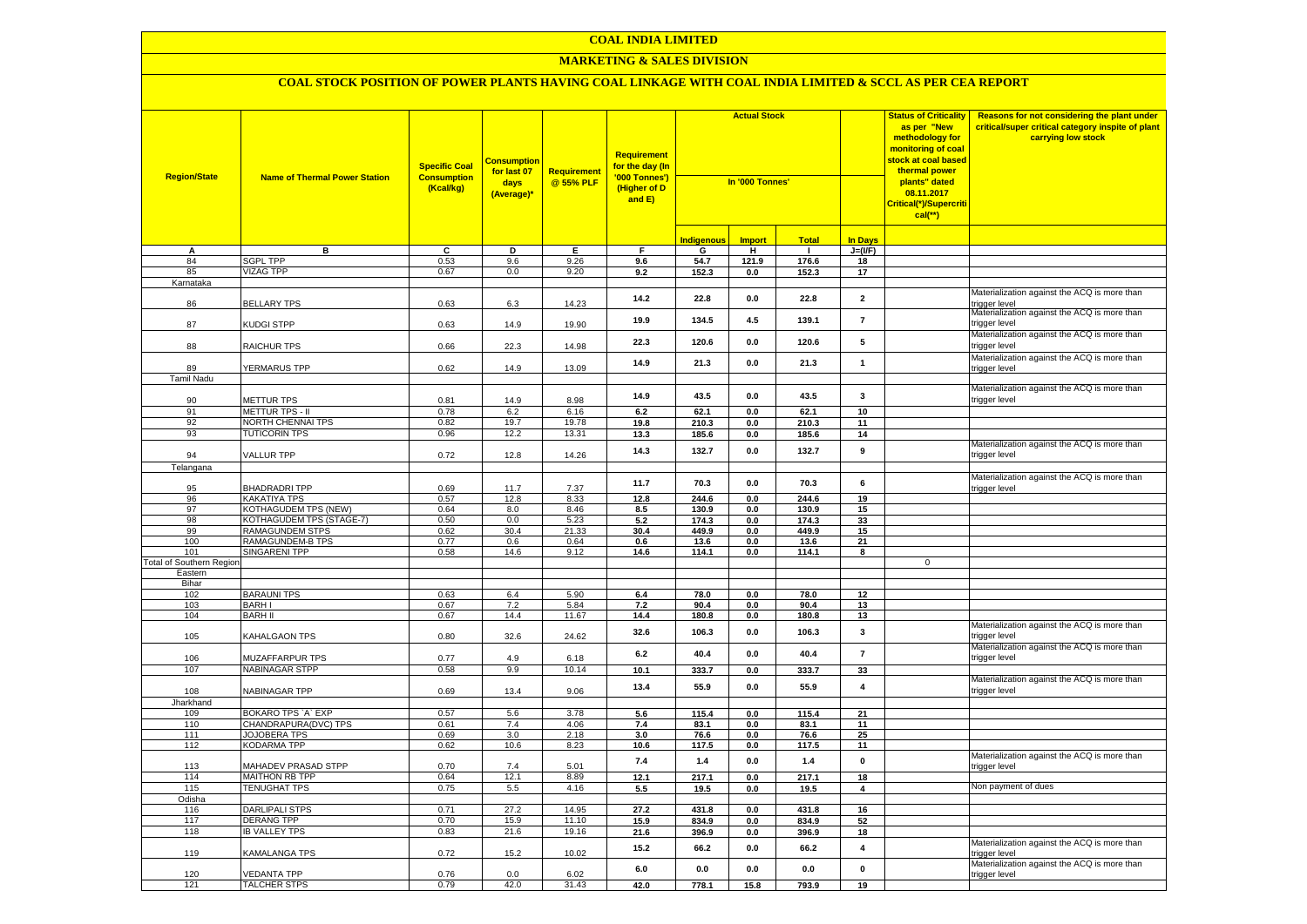# COAL INDIA LIMITED

## MARKETING & SALES DIVISION

### COAL STOCK POSITION OF POWER PLANTS HAVING COAL LINKAGE WITH COAL INDIA LIMITED & SCCL AS PER CEA REPORT

| Region/State | Name of Thermal Power Station | Specific Coal Consumption (Kcal/kg) | Consumption for last 07 days (Average)* | Requirement @ 55% PLF | Requirement for the day (In '000 Tonnes') (Higher of D and E) | Actual Stock In '000 Tonnes' | | | | Status of Criticality as per "New methodology for monitoring of coal stock at coal based thermal power plants" dated 08.11.2017 Critical(*)/Supercritical(**) | Reasons for not considering the plant under critical/super critical category inspite of plant carrying low stock |
|---|---|---|---|---|---|---|---|---|---|---|---|
| | | | | | | Indigenous | Import | Total | In Days | | |
| A | B | C | D | E | F | G | H | I | J=(I/F) | | |
| 84 | SGPL TPP | 0.53 | 9.6 | 9.26 | 9.6 | 54.7 | 121.9 | 176.6 | 18 | | |
| 85 | VIZAG TPP | 0.67 | 0.0 | 9.20 | 9.2 | 152.3 | 0.0 | 152.3 | 17 | | |
| Karnataka | | | | | | | | | | | |
| 86 | BELLARY TPS | 0.63 | 6.3 | 14.23 | 14.2 | 22.8 | 0.0 | 22.8 | 2 | | Materialization against the ACQ is more than trigger level |
| 87 | KUDGI STPP | 0.63 | 14.9 | 19.90 | 19.9 | 134.5 | 4.5 | 139.1 | 7 | | Materialization against the ACQ is more than trigger level |
| 88 | RAICHUR TPS | 0.66 | 22.3 | 14.98 | 22.3 | 120.6 | 0.0 | 120.6 | 5 | | Materialization against the ACQ is more than trigger level |
| 89 | YERMARUS TPP | 0.62 | 14.9 | 13.09 | 14.9 | 21.3 | 0.0 | 21.3 | 1 | | Materialization against the ACQ is more than trigger level |
| Tamil Nadu | | | | | | | | | | | |
| 90 | METTUR TPS | 0.81 | 14.9 | 8.98 | 14.9 | 43.5 | 0.0 | 43.5 | 3 | | Materialization against the ACQ is more than trigger level |
| 91 | METTUR TPS - II | 0.78 | 6.2 | 6.16 | 6.2 | 62.1 | 0.0 | 62.1 | 10 | | |
| 92 | NORTH CHENNAI TPS | 0.82 | 19.7 | 19.78 | 19.8 | 210.3 | 0.0 | 210.3 | 11 | | |
| 93 | TUTICORIN TPS | 0.96 | 12.2 | 13.31 | 13.3 | 185.6 | 0.0 | 185.6 | 14 | | |
| 94 | VALLUR TPP | 0.72 | 12.8 | 14.26 | 14.3 | 132.7 | 0.0 | 132.7 | 9 | | Materialization against the ACQ is more than trigger level |
| Telangana | | | | | | | | | | | |
| 95 | BHADRADRI TPP | 0.69 | 11.7 | 7.37 | 11.7 | 70.3 | 0.0 | 70.3 | 6 | | Materialization against the ACQ is more than trigger level |
| 96 | KAKATIYA TPS | 0.57 | 12.8 | 8.33 | 12.8 | 244.6 | 0.0 | 244.6 | 19 | | |
| 97 | KOTHAGUDEM TPS (NEW) | 0.64 | 8.0 | 8.46 | 8.5 | 130.9 | 0.0 | 130.9 | 15 | | |
| 98 | KOTHAGUDEM TPS (STAGE-7) | 0.50 | 0.0 | 5.23 | 5.2 | 174.3 | 0.0 | 174.3 | 33 | | |
| 99 | RAMAGUNDEM STPS | 0.62 | 30.4 | 21.33 | 30.4 | 449.9 | 0.0 | 449.9 | 15 | | |
| 100 | RAMAGUNDEM-B TPS | 0.77 | 0.6 | 0.64 | 0.6 | 13.6 | 0.0 | 13.6 | 21 | | |
| 101 | SINGARENI TPP | 0.58 | 14.6 | 9.12 | 14.6 | 114.1 | 0.0 | 114.1 | 8 | | |
| Total of Southern Region | | | | | | | | | | 0 | |
| Eastern | | | | | | | | | | | |
| Bihar | | | | | | | | | | | |
| 102 | BARAUNI TPS | 0.63 | 6.4 | 5.90 | 6.4 | 78.0 | 0.0 | 78.0 | 12 | | |
| 103 | BARH I | 0.67 | 7.2 | 5.84 | 7.2 | 90.4 | 0.0 | 90.4 | 13 | | |
| 104 | BARH II | 0.67 | 14.4 | 11.67 | 14.4 | 180.8 | 0.0 | 180.8 | 13 | | |
| 105 | KAHALGAON TPS | 0.80 | 32.6 | 24.62 | 32.6 | 106.3 | 0.0 | 106.3 | 3 | | Materialization against the ACQ is more than trigger level |
| 106 | MUZAFFARPUR TPS | 0.77 | 4.9 | 6.18 | 6.2 | 40.4 | 0.0 | 40.4 | 7 | | Materialization against the ACQ is more than trigger level |
| 107 | NABINAGAR STPP | 0.58 | 9.9 | 10.14 | 10.1 | 333.7 | 0.0 | 333.7 | 33 | | |
| 108 | NABINAGAR TPP | 0.69 | 13.4 | 9.06 | 13.4 | 55.9 | 0.0 | 55.9 | 4 | | Materialization against the ACQ is more than trigger level |
| Jharkhand | | | | | | | | | | | |
| 109 | BOKARO TPS `A` EXP | 0.57 | 5.6 | 3.78 | 5.6 | 115.4 | 0.0 | 115.4 | 21 | | |
| 110 | CHANDRAPURA(DVC) TPS | 0.61 | 7.4 | 4.06 | 7.4 | 83.1 | 0.0 | 83.1 | 11 | | |
| 111 | JOJOBERA TPS | 0.69 | 3.0 | 2.18 | 3.0 | 76.6 | 0.0 | 76.6 | 25 | | |
| 112 | KODARMA TPP | 0.62 | 10.6 | 8.23 | 10.6 | 117.5 | 0.0 | 117.5 | 11 | | |
| 113 | MAHADEV PRASAD STPP | 0.70 | 7.4 | 5.01 | 7.4 | 1.4 | 0.0 | 1.4 | 0 | | Materialization against the ACQ is more than trigger level |
| 114 | MAITHON RB TPP | 0.64 | 12.1 | 8.89 | 12.1 | 217.1 | 0.0 | 217.1 | 18 | | |
| 115 | TENUGHAT TPS | 0.75 | 5.5 | 4.16 | 5.5 | 19.5 | 0.0 | 19.5 | 4 | | Non payment of dues |
| Odisha | | | | | | | | | | | |
| 116 | DARLIPALI STPS | 0.71 | 27.2 | 14.95 | 27.2 | 431.8 | 0.0 | 431.8 | 16 | | |
| 117 | DERANG TPP | 0.70 | 15.9 | 11.10 | 15.9 | 834.9 | 0.0 | 834.9 | 52 | | |
| 118 | IB VALLEY TPS | 0.83 | 21.6 | 19.16 | 21.6 | 396.9 | 0.0 | 396.9 | 18 | | |
| 119 | KAMALANGA TPS | 0.72 | 15.2 | 10.02 | 15.2 | 66.2 | 0.0 | 66.2 | 4 | | Materialization against the ACQ is more than trigger level |
| 120 | VEDANTA TPP | 0.76 | 0.0 | 6.02 | 6.0 | 0.0 | 0.0 | 0.0 | 0 | | Materialization against the ACQ is more than trigger level |
| 121 | TALCHER STPS | 0.79 | 42.0 | 31.43 | 42.0 | 778.1 | 15.8 | 793.9 | 19 | | |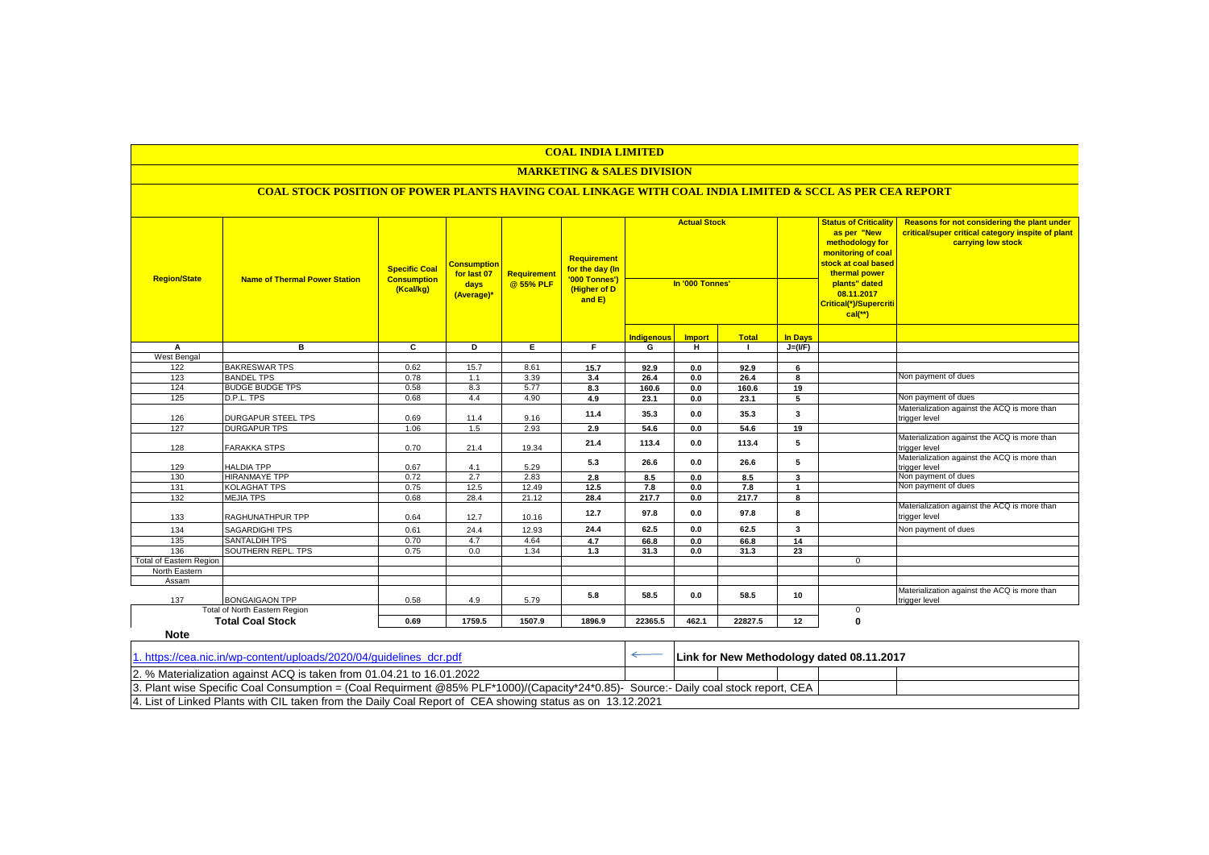# COAL INDIA LIMITED

## MARKETING & SALES DIVISION

### COAL STOCK POSITION OF POWER PLANTS HAVING COAL LINKAGE WITH COAL INDIA LIMITED & SCCL AS PER CEA REPORT

| Region/State | Name of Thermal Power Station | Specific Coal Consumption (Kcal/kg) | Consumption for last 07 days (Average)* | Requirement @ 55% PLF | Requirement for the day (In '000 Tonnes') (Higher of D and E) | Actual Stock In '000 Tonnes' | | | | Status of Criticality as per "New methodology for monitoring of coal stock at coal based thermal power plants" dated 08.11.2017 Critical(*)/Supercritical(**) | Reasons for not considering the plant under critical/super critical category inspite of plant carrying low stock |
|---|---|---|---|---|---|---|---|---|---|---|---|
| | | | | | | Indigenous | Import | Total | In Days | | |
| A | B | C | D | E | F | G | H | I | J=(I/F) | | |
| West Bengal | | | | | | | | | | | |
| 122 | BAKRESWAR TPS | 0.62 | 15.7 | 8.61 | 15.7 | 92.9 | 0.0 | 92.9 | 6 | | |
| 123 | BANDEL TPS | 0.78 | 1.1 | 3.39 | 3.4 | 26.4 | 0.0 | 26.4 | 8 | | Non payment of dues |
| 124 | BUDGE BUDGE TPS | 0.58 | 8.3 | 5.77 | 8.3 | 160.6 | 0.0 | 160.6 | 19 | | |
| 125 | D.P.L. TPS | 0.68 | 4.4 | 4.90 | 4.9 | 23.1 | 0.0 | 23.1 | 5 | | Non payment of dues |
| 126 | DURGAPUR STEEL TPS | 0.69 | 11.4 | 9.16 | 11.4 | 35.3 | 0.0 | 35.3 | 3 | | Materialization against the ACQ is more than trigger level |
| 127 | DURGAPUR TPS | 1.06 | 1.5 | 2.93 | 2.9 | 54.6 | 0.0 | 54.6 | 19 | | |
| 128 | FARAKKA STPS | 0.70 | 21.4 | 19.34 | 21.4 | 113.4 | 0.0 | 113.4 | 5 | | Materialization against the ACQ is more than trigger level |
| 129 | HALDIA TPP | 0.67 | 4.1 | 5.29 | 5.3 | 26.6 | 0.0 | 26.6 | 5 | | Materialization against the ACQ is more than trigger level |
| 130 | HIRANMAYE TPP | 0.72 | 2.7 | 2.83 | 2.8 | 8.5 | 0.0 | 8.5 | 3 | | Non payment of dues |
| 131 | KOLAGHAT TPS | 0.75 | 12.5 | 12.49 | 12.5 | 7.8 | 0.0 | 7.8 | 1 | | Non payment of dues |
| 132 | MEJIA TPS | 0.68 | 28.4 | 21.12 | 28.4 | 217.7 | 0.0 | 217.7 | 8 | | |
| 133 | RAGHUNATHPUR TPP | 0.64 | 12.7 | 10.16 | 12.7 | 97.8 | 0.0 | 97.8 | 8 | | Materialization against the ACQ is more than trigger level |
| 134 | SAGARDIGHI TPS | 0.61 | 24.4 | 12.93 | 24.4 | 62.5 | 0.0 | 62.5 | 3 | | Non payment of dues |
| 135 | SANTALDIH TPS | 0.70 | 4.7 | 4.64 | 4.7 | 66.8 | 0.0 | 66.8 | 14 | | |
| 136 | SOUTHERN REPL. TPS | 0.75 | 0.0 | 1.34 | 1.3 | 31.3 | 0.0 | 31.3 | 23 | | |
| Total of Eastern Region | | | | | | | | | | 0 | |
| North Eastern | | | | | | | | | | | |
| Assam | | | | | | | | | | | |
| 137 | BONGAIGAON TPP | 0.58 | 4.9 | 5.79 | 5.8 | 58.5 | 0.0 | 58.5 | 10 | | Materialization against the ACQ is more than trigger level |
| Total of North Eastern Region | | | | | | | | | | 0 | |
| Total Coal Stock | | 0.69 | 1759.5 | 1507.9 | 1896.9 | 22365.5 | 462.1 | 22827.5 | 12 | 0 | |

**Note**

1. https://cea.nic.in/wp-content/uploads/2020/04/guidelines_dcr.pdf ⟵ Link for New Methodology dated 08.11.2017
2. % Materialization against ACQ is taken from 01.04.21 to 16.01.2022
3. Plant wise Specific Coal Consumption = (Coal Requirment @85% PLF*1000)/(Capacity*24*0.85)- Source:- Daily coal stock report, CEA
4. List of Linked Plants with CIL taken from the Daily Coal Report of CEA showing status as on 13.12.2021